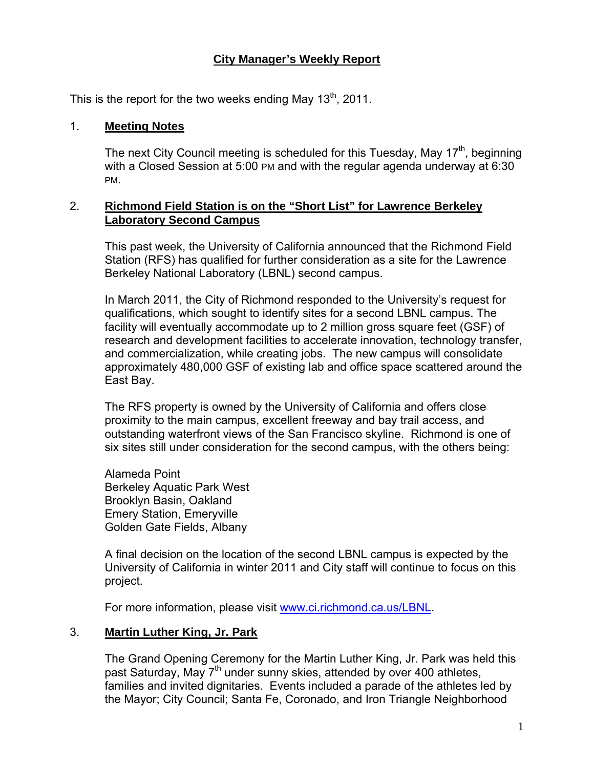# City Manager's Weekly Report

This is the report for the two weeks ending May 13th, 2011.

## 1. Meeting Notes

The next City Council meeting is scheduled for this Tuesday, May 17th, beginning with a Closed Session at 5:00 PM and with the regular agenda underway at 6:30 PM.

## 2. Richmond Field Station is on the "Short List" for Lawrence Berkeley Laboratory Second Campus

This past week, the University of California announced that the Richmond Field Station (RFS) has qualified for further consideration as a site for the Lawrence Berkeley National Laboratory (LBNL) second campus.

In March 2011, the City of Richmond responded to the University's request for qualifications, which sought to identify sites for a second LBNL campus. The facility will eventually accommodate up to 2 million gross square feet (GSF) of research and development facilities to accelerate innovation, technology transfer, and commercialization, while creating jobs. The new campus will consolidate approximately 480,000 GSF of existing lab and office space scattered around the East Bay.

The RFS property is owned by the University of California and offers close proximity to the main campus, excellent freeway and bay trail access, and outstanding waterfront views of the San Francisco skyline. Richmond is one of six sites still under consideration for the second campus, with the others being:

Alameda Point
Berkeley Aquatic Park West
Brooklyn Basin, Oakland
Emery Station, Emeryville
Golden Gate Fields, Albany

A final decision on the location of the second LBNL campus is expected by the University of California in winter 2011 and City staff will continue to focus on this project.

For more information, please visit [www.ci.richmond.ca.us/LBNL](www.ci.richmond.ca.us/LBNL).

## 3. Martin Luther King, Jr. Park

The Grand Opening Ceremony for the Martin Luther King, Jr. Park was held this past Saturday, May 7th under sunny skies, attended by over 400 athletes, families and invited dignitaries. Events included a parade of the athletes led by the Mayor; City Council; Santa Fe, Coronado, and Iron Triangle Neighborhood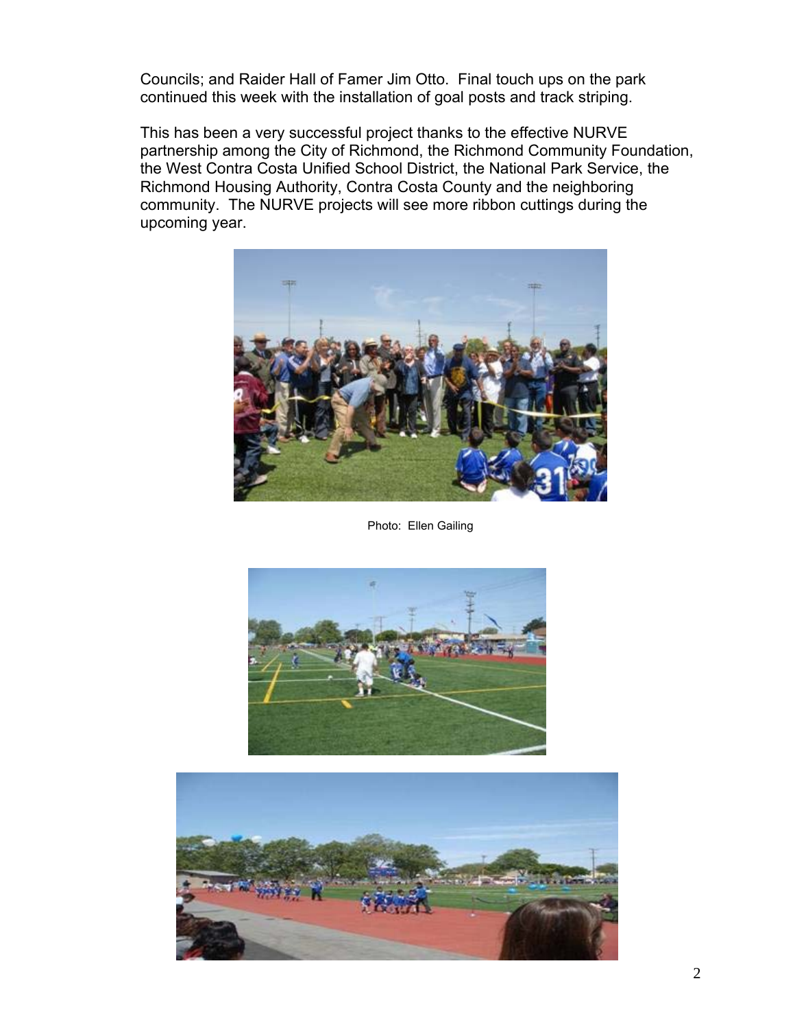Councils; and Raider Hall of Famer Jim Otto. Final touch ups on the park continued this week with the installation of goal posts and track striping.

This has been a very successful project thanks to the effective NURVE partnership among the City of Richmond, the Richmond Community Foundation, the West Contra Costa Unified School District, the National Park Service, the Richmond Housing Authority, Contra Costa County and the neighboring community. The NURVE projects will see more ribbon cuttings during the upcoming year.

Photo: Ellen Gailing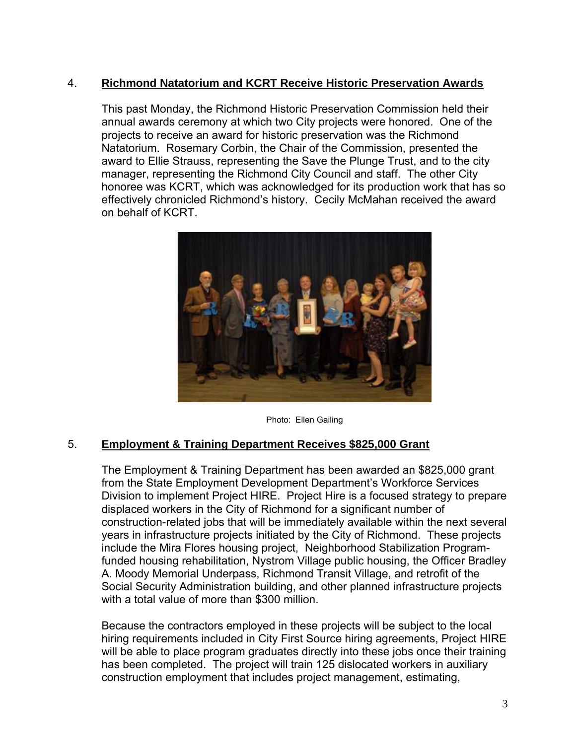4. **Richmond Natatorium and KCRT Receive Historic Preservation Awards**

This past Monday, the Richmond Historic Preservation Commission held their annual awards ceremony at which two City projects were honored. One of the projects to receive an award for historic preservation was the Richmond Natatorium. Rosemary Corbin, the Chair of the Commission, presented the award to Ellie Strauss, representing the Save the Plunge Trust, and to the city manager, representing the Richmond City Council and staff. The other City honoree was KCRT, which was acknowledged for its production work that has so effectively chronicled Richmond's history. Cecily McMahan received the award on behalf of KCRT.

Photo: Ellen Gailing

5. **Employment & Training Department Receives $825,000 Grant**

The Employment & Training Department has been awarded an $825,000 grant from the State Employment Development Department's Workforce Services Division to implement Project HIRE. Project Hire is a focused strategy to prepare displaced workers in the City of Richmond for a significant number of construction-related jobs that will be immediately available within the next several years in infrastructure projects initiated by the City of Richmond. These projects include the Mira Flores housing project, Neighborhood Stabilization Program-funded housing rehabilitation, Nystrom Village public housing, the Officer Bradley A. Moody Memorial Underpass, Richmond Transit Village, and retrofit of the Social Security Administration building, and other planned infrastructure projects with a total value of more than $300 million.

Because the contractors employed in these projects will be subject to the local hiring requirements included in City First Source hiring agreements, Project HIRE will be able to place program graduates directly into these jobs once their training has been completed. The project will train 125 dislocated workers in auxiliary construction employment that includes project management, estimating,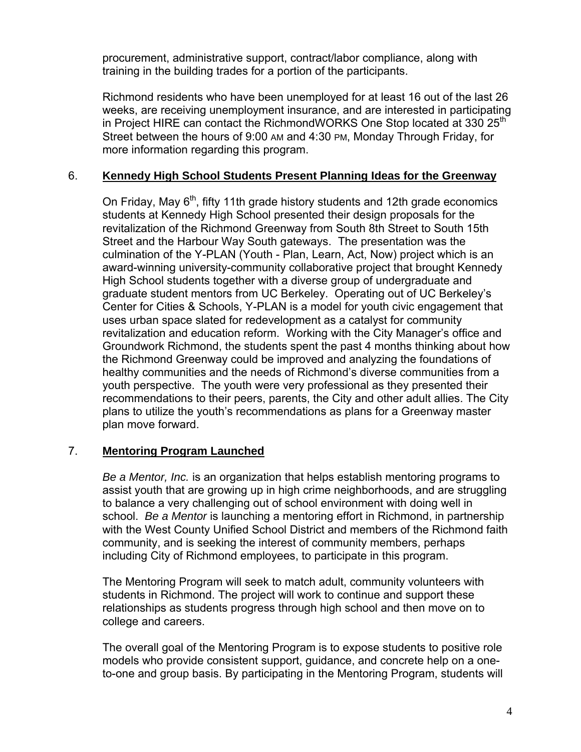procurement, administrative support, contract/labor compliance, along with training in the building trades for a portion of the participants.

Richmond residents who have been unemployed for at least 16 out of the last 26 weeks, are receiving unemployment insurance, and are interested in participating in Project HIRE can contact the RichmondWORKS One Stop located at 330 25th Street between the hours of 9:00 AM and 4:30 PM, Monday Through Friday, for more information regarding this program.

6. **Kennedy High School Students Present Planning Ideas for the Greenway**

On Friday, May 6th, fifty 11th grade history students and 12th grade economics students at Kennedy High School presented their design proposals for the revitalization of the Richmond Greenway from South 8th Street to South 15th Street and the Harbour Way South gateways. The presentation was the culmination of the Y-PLAN (Youth - Plan, Learn, Act, Now) project which is an award-winning university-community collaborative project that brought Kennedy High School students together with a diverse group of undergraduate and graduate student mentors from UC Berkeley. Operating out of UC Berkeley's Center for Cities & Schools, Y-PLAN is a model for youth civic engagement that uses urban space slated for redevelopment as a catalyst for community revitalization and education reform. Working with the City Manager's office and Groundwork Richmond, the students spent the past 4 months thinking about how the Richmond Greenway could be improved and analyzing the foundations of healthy communities and the needs of Richmond's diverse communities from a youth perspective. The youth were very professional as they presented their recommendations to their peers, parents, the City and other adult allies. The City plans to utilize the youth's recommendations as plans for a Greenway master plan move forward.

7. **Mentoring Program Launched**

*Be a Mentor, Inc.* is an organization that helps establish mentoring programs to assist youth that are growing up in high crime neighborhoods, and are struggling to balance a very challenging out of school environment with doing well in school. *Be a Mentor* is launching a mentoring effort in Richmond, in partnership with the West County Unified School District and members of the Richmond faith community, and is seeking the interest of community members, perhaps including City of Richmond employees, to participate in this program.

The Mentoring Program will seek to match adult, community volunteers with students in Richmond. The project will work to continue and support these relationships as students progress through high school and then move on to college and careers.

The overall goal of the Mentoring Program is to expose students to positive role models who provide consistent support, guidance, and concrete help on a one-to-one and group basis. By participating in the Mentoring Program, students will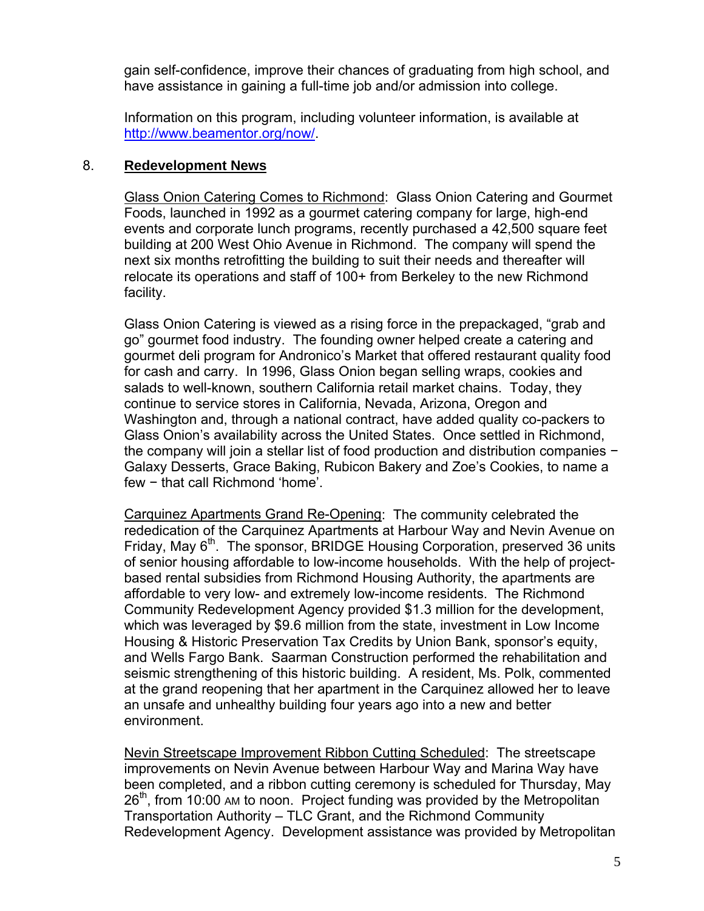gain self-confidence, improve their chances of graduating from high school, and have assistance in gaining a full-time job and/or admission into college.

Information on this program, including volunteer information, is available at http://www.beamentor.org/now/.

8. **Redevelopment News**

Glass Onion Catering Comes to Richmond: Glass Onion Catering and Gourmet Foods, launched in 1992 as a gourmet catering company for large, high-end events and corporate lunch programs, recently purchased a 42,500 square feet building at 200 West Ohio Avenue in Richmond. The company will spend the next six months retrofitting the building to suit their needs and thereafter will relocate its operations and staff of 100+ from Berkeley to the new Richmond facility.

Glass Onion Catering is viewed as a rising force in the prepackaged, "grab and go" gourmet food industry. The founding owner helped create a catering and gourmet deli program for Andronico's Market that offered restaurant quality food for cash and carry. In 1996, Glass Onion began selling wraps, cookies and salads to well-known, southern California retail market chains. Today, they continue to service stores in California, Nevada, Arizona, Oregon and Washington and, through a national contract, have added quality co-packers to Glass Onion's availability across the United States. Once settled in Richmond, the company will join a stellar list of food production and distribution companies − Galaxy Desserts, Grace Baking, Rubicon Bakery and Zoe's Cookies, to name a few − that call Richmond 'home'.

Carquinez Apartments Grand Re-Opening: The community celebrated the rededication of the Carquinez Apartments at Harbour Way and Nevin Avenue on Friday, May 6th. The sponsor, BRIDGE Housing Corporation, preserved 36 units of senior housing affordable to low-income households. With the help of project-based rental subsidies from Richmond Housing Authority, the apartments are affordable to very low- and extremely low-income residents. The Richmond Community Redevelopment Agency provided $1.3 million for the development, which was leveraged by $9.6 million from the state, investment in Low Income Housing & Historic Preservation Tax Credits by Union Bank, sponsor's equity, and Wells Fargo Bank. Saarman Construction performed the rehabilitation and seismic strengthening of this historic building. A resident, Ms. Polk, commented at the grand reopening that her apartment in the Carquinez allowed her to leave an unsafe and unhealthy building four years ago into a new and better environment.

Nevin Streetscape Improvement Ribbon Cutting Scheduled: The streetscape improvements on Nevin Avenue between Harbour Way and Marina Way have been completed, and a ribbon cutting ceremony is scheduled for Thursday, May 26th, from 10:00 AM to noon. Project funding was provided by the Metropolitan Transportation Authority – TLC Grant, and the Richmond Community Redevelopment Agency. Development assistance was provided by Metropolitan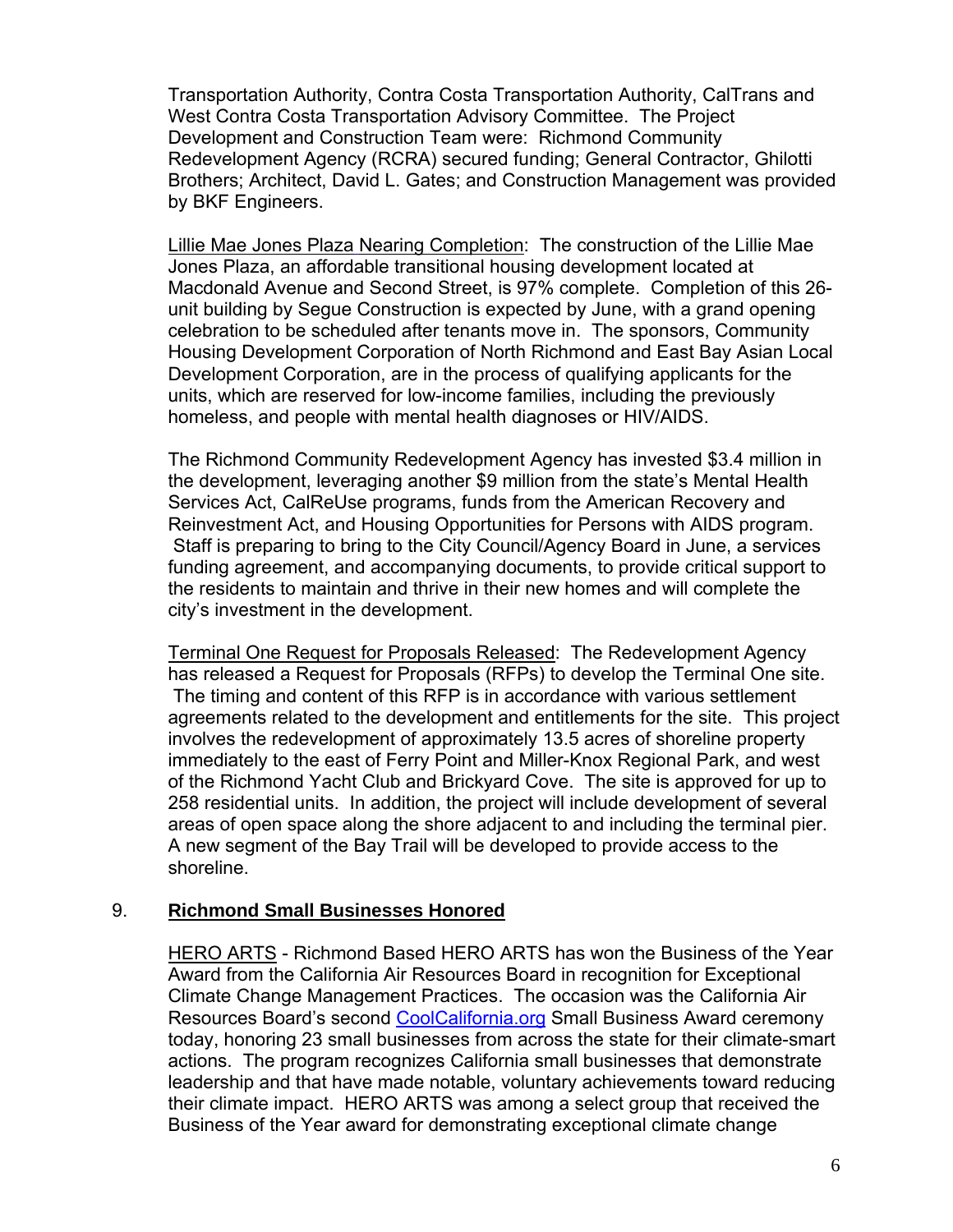Transportation Authority, Contra Costa Transportation Authority, CalTrans and West Contra Costa Transportation Advisory Committee. The Project Development and Construction Team were: Richmond Community Redevelopment Agency (RCRA) secured funding; General Contractor, Ghilotti Brothers; Architect, David L. Gates; and Construction Management was provided by BKF Engineers.

Lillie Mae Jones Plaza Nearing Completion: The construction of the Lillie Mae Jones Plaza, an affordable transitional housing development located at Macdonald Avenue and Second Street, is 97% complete. Completion of this 26-unit building by Segue Construction is expected by June, with a grand opening celebration to be scheduled after tenants move in. The sponsors, Community Housing Development Corporation of North Richmond and East Bay Asian Local Development Corporation, are in the process of qualifying applicants for the units, which are reserved for low-income families, including the previously homeless, and people with mental health diagnoses or HIV/AIDS.

The Richmond Community Redevelopment Agency has invested $3.4 million in the development, leveraging another $9 million from the state's Mental Health Services Act, CalReUse programs, funds from the American Recovery and Reinvestment Act, and Housing Opportunities for Persons with AIDS program. Staff is preparing to bring to the City Council/Agency Board in June, a services funding agreement, and accompanying documents, to provide critical support to the residents to maintain and thrive in their new homes and will complete the city's investment in the development.

Terminal One Request for Proposals Released: The Redevelopment Agency has released a Request for Proposals (RFPs) to develop the Terminal One site. The timing and content of this RFP is in accordance with various settlement agreements related to the development and entitlements for the site. This project involves the redevelopment of approximately 13.5 acres of shoreline property immediately to the east of Ferry Point and Miller-Knox Regional Park, and west of the Richmond Yacht Club and Brickyard Cove. The site is approved for up to 258 residential units. In addition, the project will include development of several areas of open space along the shore adjacent to and including the terminal pier. A new segment of the Bay Trail will be developed to provide access to the shoreline.

## 9. **Richmond Small Businesses Honored**

HERO ARTS - Richmond Based HERO ARTS has won the Business of the Year Award from the California Air Resources Board in recognition for Exceptional Climate Change Management Practices. The occasion was the California Air Resources Board's second CoolCalifornia.org Small Business Award ceremony today, honoring 23 small businesses from across the state for their climate-smart actions. The program recognizes California small businesses that demonstrate leadership and that have made notable, voluntary achievements toward reducing their climate impact. HERO ARTS was among a select group that received the Business of the Year award for demonstrating exceptional climate change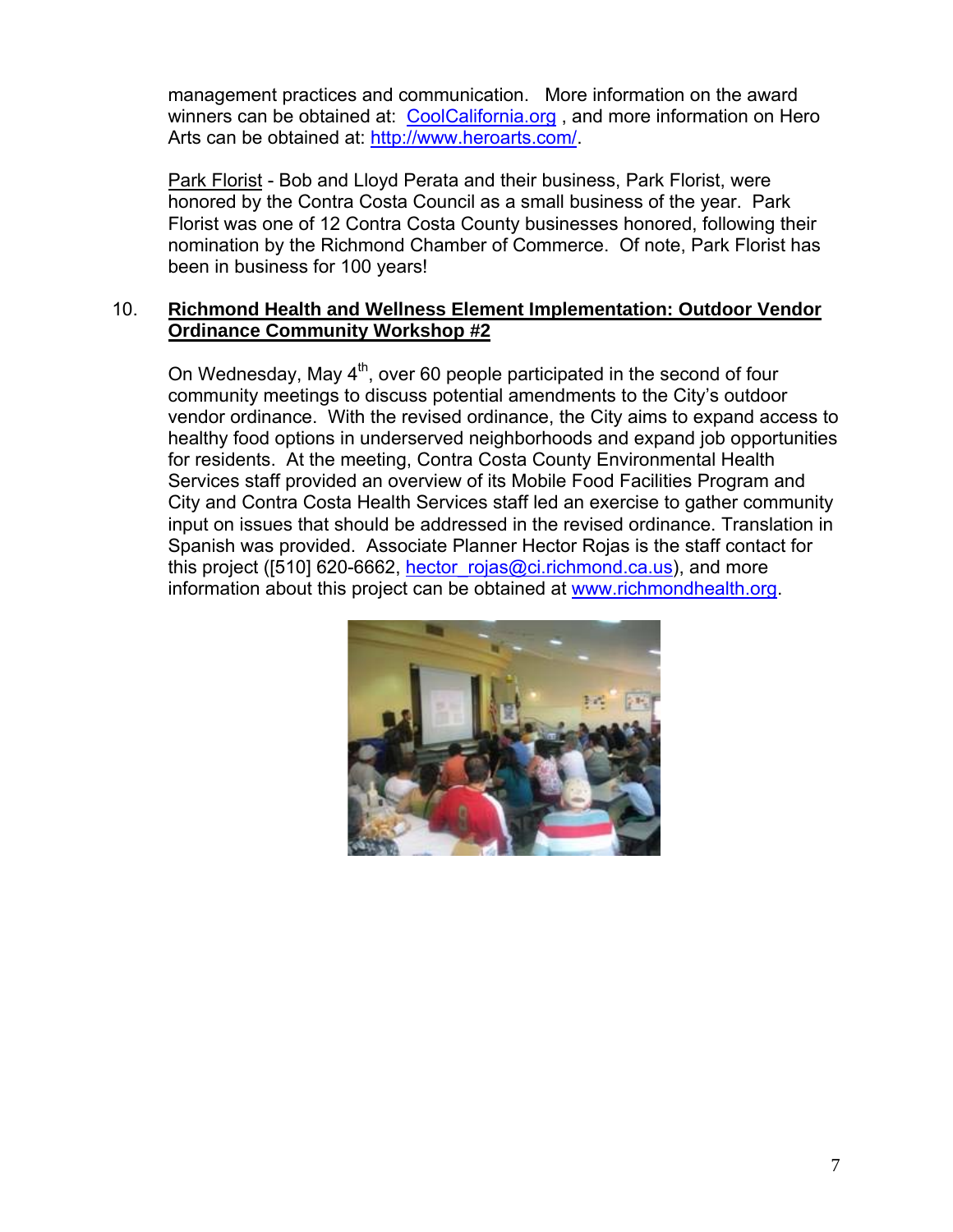management practices and communication. More information on the award winners can be obtained at: [CoolCalifornia.org](http://CoolCalifornia.org) , and more information on Hero Arts can be obtained at: [http://www.heroarts.com/](http://www.heroarts.com/).

Park Florist - Bob and Lloyd Perata and their business, Park Florist, were honored by the Contra Costa Council as a small business of the year. Park Florist was one of 12 Contra Costa County businesses honored, following their nomination by the Richmond Chamber of Commerce. Of note, Park Florist has been in business for 100 years!

10. **Richmond Health and Wellness Element Implementation: Outdoor Vendor Ordinance Community Workshop #2**

On Wednesday, May 4th, over 60 people participated in the second of four community meetings to discuss potential amendments to the City's outdoor vendor ordinance. With the revised ordinance, the City aims to expand access to healthy food options in underserved neighborhoods and expand job opportunities for residents. At the meeting, Contra Costa County Environmental Health Services staff provided an overview of its Mobile Food Facilities Program and City and Contra Costa Health Services staff led an exercise to gather community input on issues that should be addressed in the revised ordinance. Translation in Spanish was provided. Associate Planner Hector Rojas is the staff contact for this project ([510] 620-6662, [hector_rojas@ci.richmond.ca.us](mailto:hector_rojas@ci.richmond.ca.us)), and more information about this project can be obtained at [www.richmondhealth.org](http://www.richmondhealth.org).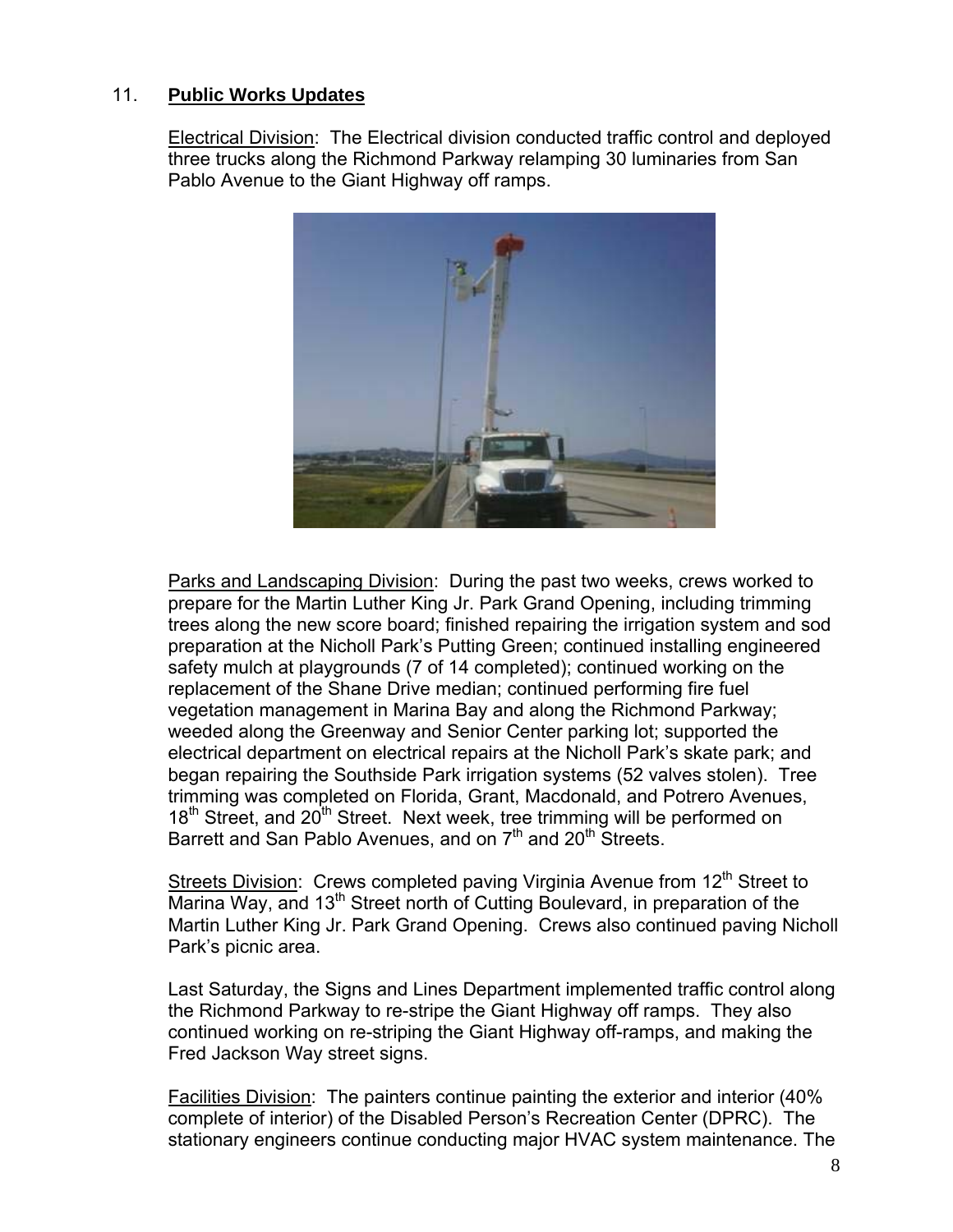11. **Public Works Updates**

Electrical Division: The Electrical division conducted traffic control and deployed three trucks along the Richmond Parkway relamping 30 luminaries from San Pablo Avenue to the Giant Highway off ramps.

Parks and Landscaping Division: During the past two weeks, crews worked to prepare for the Martin Luther King Jr. Park Grand Opening, including trimming trees along the new score board; finished repairing the irrigation system and sod preparation at the Nicholl Park's Putting Green; continued installing engineered safety mulch at playgrounds (7 of 14 completed); continued working on the replacement of the Shane Drive median; continued performing fire fuel vegetation management in Marina Bay and along the Richmond Parkway; weeded along the Greenway and Senior Center parking lot; supported the electrical department on electrical repairs at the Nicholl Park's skate park; and began repairing the Southside Park irrigation systems (52 valves stolen). Tree trimming was completed on Florida, Grant, Macdonald, and Potrero Avenues, 18th Street, and 20th Street. Next week, tree trimming will be performed on Barrett and San Pablo Avenues, and on 7th and 20th Streets.

Streets Division: Crews completed paving Virginia Avenue from 12th Street to Marina Way, and 13th Street north of Cutting Boulevard, in preparation of the Martin Luther King Jr. Park Grand Opening. Crews also continued paving Nicholl Park's picnic area.

Last Saturday, the Signs and Lines Department implemented traffic control along the Richmond Parkway to re-stripe the Giant Highway off ramps. They also continued working on re-striping the Giant Highway off-ramps, and making the Fred Jackson Way street signs.

Facilities Division: The painters continue painting the exterior and interior (40% complete of interior) of the Disabled Person's Recreation Center (DPRC). The stationary engineers continue conducting major HVAC system maintenance. The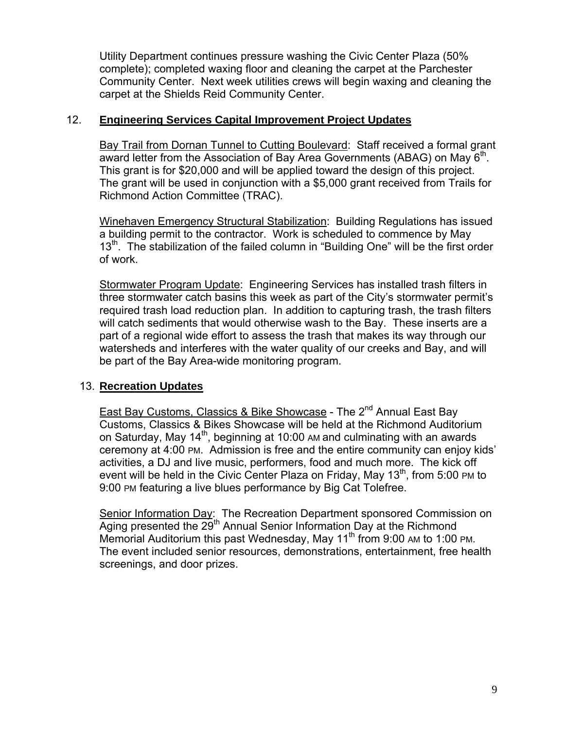Utility Department continues pressure washing the Civic Center Plaza (50% complete); completed waxing floor and cleaning the carpet at the Parchester Community Center. Next week utilities crews will begin waxing and cleaning the carpet at the Shields Reid Community Center.

12. **Engineering Services Capital Improvement Project Updates**

Bay Trail from Dornan Tunnel to Cutting Boulevard: Staff received a formal grant award letter from the Association of Bay Area Governments (ABAG) on May 6th. This grant is for $20,000 and will be applied toward the design of this project. The grant will be used in conjunction with a $5,000 grant received from Trails for Richmond Action Committee (TRAC).

Winehaven Emergency Structural Stabilization: Building Regulations has issued a building permit to the contractor. Work is scheduled to commence by May 13th. The stabilization of the failed column in "Building One" will be the first order of work.

Stormwater Program Update: Engineering Services has installed trash filters in three stormwater catch basins this week as part of the City's stormwater permit's required trash load reduction plan. In addition to capturing trash, the trash filters will catch sediments that would otherwise wash to the Bay. These inserts are a part of a regional wide effort to assess the trash that makes its way through our watersheds and interferes with the water quality of our creeks and Bay, and will be part of the Bay Area-wide monitoring program.

13. **Recreation Updates**

East Bay Customs, Classics & Bike Showcase - The 2nd Annual East Bay Customs, Classics & Bikes Showcase will be held at the Richmond Auditorium on Saturday, May 14th, beginning at 10:00 AM and culminating with an awards ceremony at 4:00 PM. Admission is free and the entire community can enjoy kids' activities, a DJ and live music, performers, food and much more. The kick off event will be held in the Civic Center Plaza on Friday, May 13th, from 5:00 PM to 9:00 PM featuring a live blues performance by Big Cat Tolefree.

Senior Information Day: The Recreation Department sponsored Commission on Aging presented the 29th Annual Senior Information Day at the Richmond Memorial Auditorium this past Wednesday, May 11th from 9:00 AM to 1:00 PM. The event included senior resources, demonstrations, entertainment, free health screenings, and door prizes.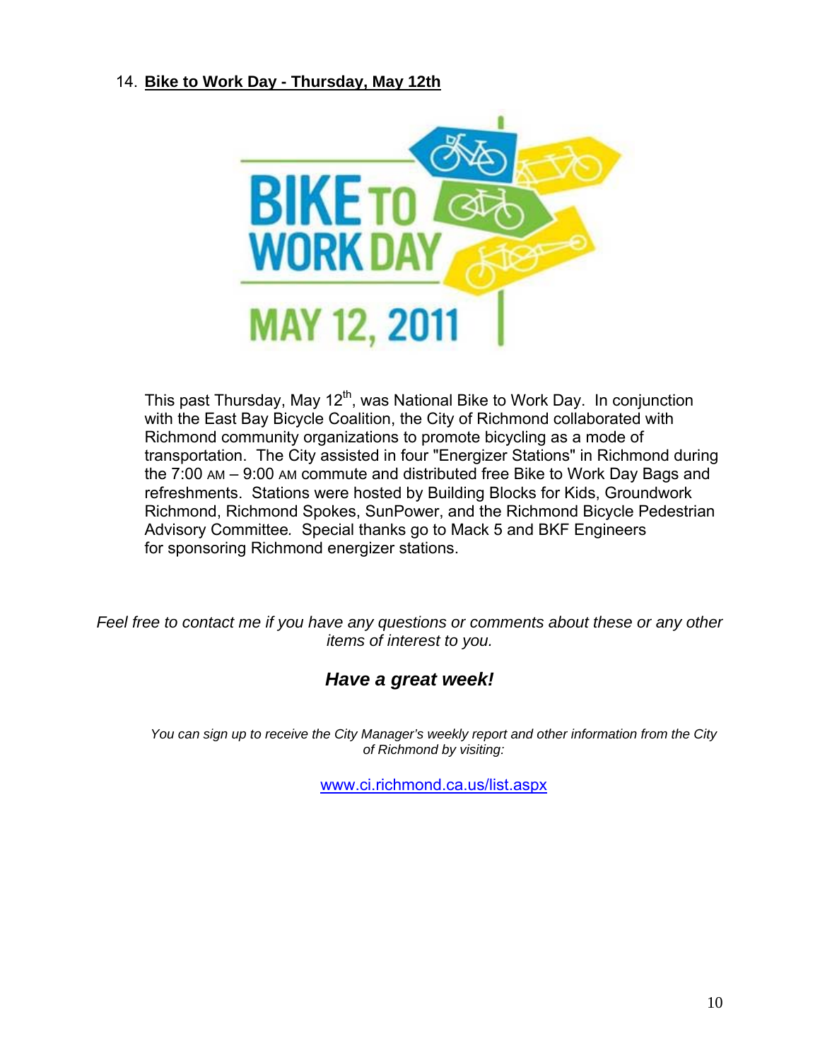14. **Bike to Work Day - Thursday, May 12th**

This past Thursday, May 12th, was National Bike to Work Day. In conjunction with the East Bay Bicycle Coalition, the City of Richmond collaborated with Richmond community organizations to promote bicycling as a mode of transportation. The City assisted in four "Energizer Stations" in Richmond during the 7:00 AM – 9:00 AM commute and distributed free Bike to Work Day Bags and refreshments. Stations were hosted by Building Blocks for Kids, Groundwork Richmond, Richmond Spokes, SunPower, and the Richmond Bicycle Pedestrian Advisory Committee. Special thanks go to Mack 5 and BKF Engineers for sponsoring Richmond energizer stations.

*Feel free to contact me if you have any questions or comments about these or any other items of interest to you.*

***Have a great week!***

*You can sign up to receive the City Manager's weekly report and other information from the City of Richmond by visiting:*

[www.ci.richmond.ca.us/list.aspx](http://www.ci.richmond.ca.us/list.aspx)